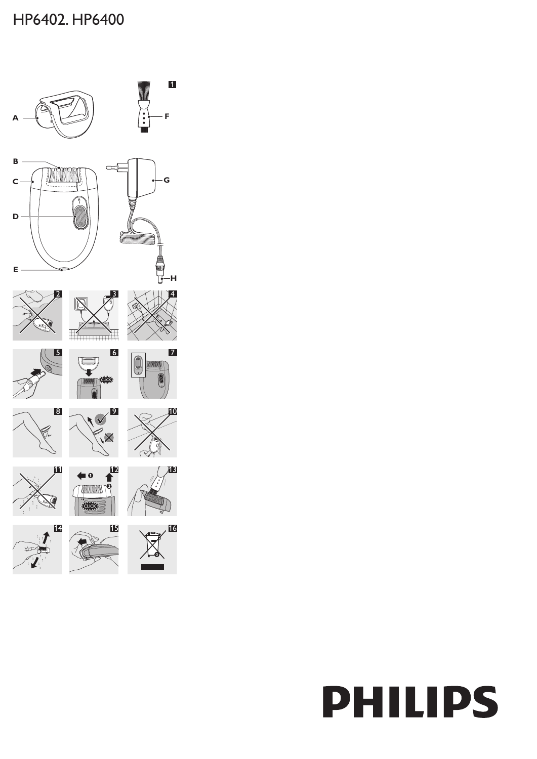# HP6402. HP6400

A

F

1

B

C

G

D

E

H

2 3 4

5 6 7

CLICK

8 9 10

11 12 13

CLICK

14 15 16

PHILIPS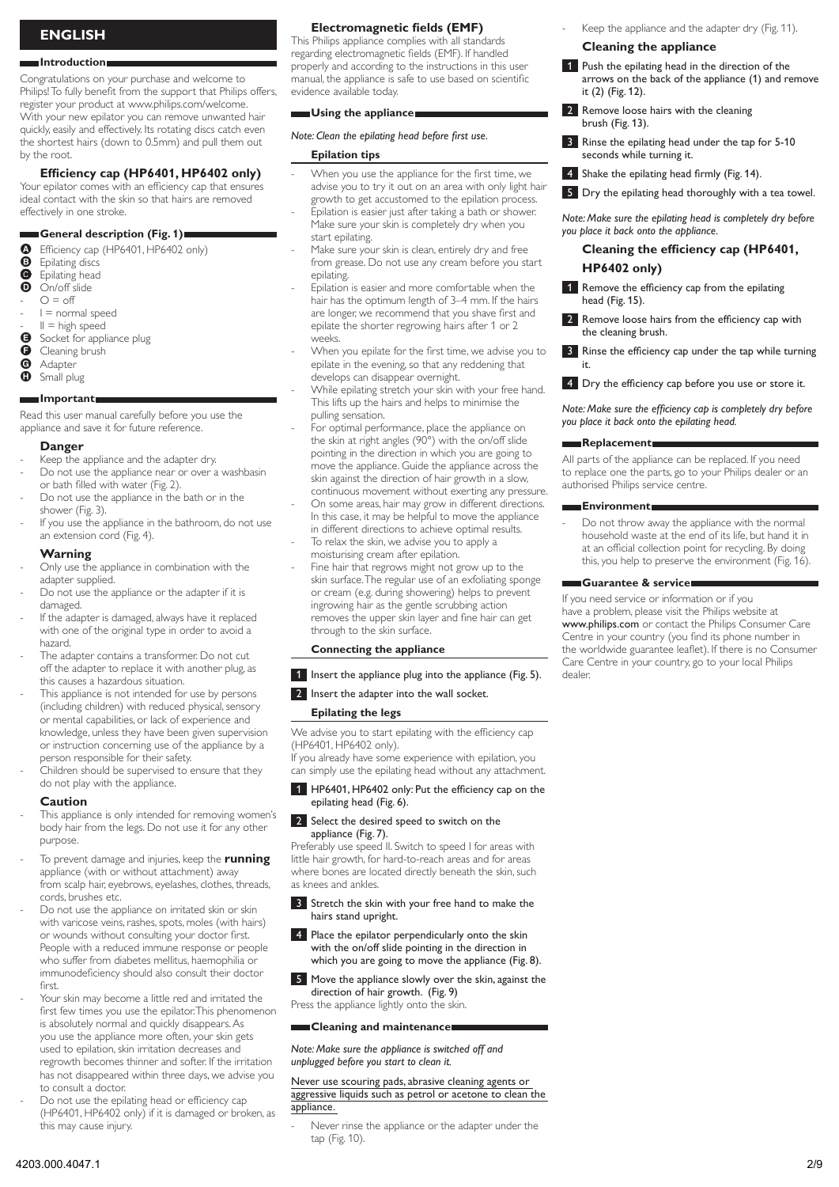## ENGLISH

### Introduction

Congratulations on your purchase and welcome to Philips! To fully benefit from the support that Philips offers, register your product at www.philips.com/welcome. With your new epilator you can remove unwanted hair quickly, easily and effectively. Its rotating discs catch even the shortest hairs (down to 0.5mm) and pull them out by the root.

#### Efficiency cap (HP6401, HP6402 only)

Your epilator comes with an efficiency cap that ensures ideal contact with the skin so that hairs are removed effectively in one stroke.

### General description (Fig. 1)

- A Efficiency cap (HP6401, HP6402 only)
- B Epilating discs
- C Epilating head
- D On/off slide
  - O = off
  - I = normal speed
  - II = high speed
- E Socket for appliance plug
- F Cleaning brush
- G Adapter
- H Small plug

### Important

Read this user manual carefully before you use the appliance and save it for future reference.

#### Danger

- Keep the appliance and the adapter dry.
- Do not use the appliance near or over a washbasin or bath filled with water (Fig. 2).
- Do not use the appliance in the bath or in the shower (Fig. 3).
- If you use the appliance in the bathroom, do not use an extension cord (Fig. 4).

#### Warning

- Only use the appliance in combination with the adapter supplied.
- Do not use the appliance or the adapter if it is damaged.
- If the adapter is damaged, always have it replaced with one of the original type in order to avoid a hazard.
- The adapter contains a transformer. Do not cut off the adapter to replace it with another plug, as this causes a hazardous situation.
- This appliance is not intended for use by persons (including children) with reduced physical, sensory or mental capabilities, or lack of experience and knowledge, unless they have been given supervision or instruction concerning use of the appliance by a person responsible for their safety.
- Children should be supervised to ensure that they do not play with the appliance.

#### Caution

- This appliance is only intended for removing women's body hair from the legs. Do not use it for any other purpose.
- To prevent damage and injuries, keep the **running** appliance (with or without attachment) away from scalp hair, eyebrows, eyelashes, clothes, threads, cords, brushes etc.
- Do not use the appliance on irritated skin or skin with varicose veins, rashes, spots, moles (with hairs) or wounds without consulting your doctor first. People with a reduced immune response or people who suffer from diabetes mellitus, haemophilia or immunodeficiency should also consult their doctor first.
- Your skin may become a little red and irritated the first few times you use the epilator. This phenomenon is absolutely normal and quickly disappears. As you use the appliance more often, your skin gets used to epilation, skin irritation decreases and regrowth becomes thinner and softer. If the irritation has not disappeared within three days, we advise you to consult a doctor.
- Do not use the epilating head or efficiency cap (HP6401, HP6402 only) if it is damaged or broken, as this may cause injury.

#### Electromagnetic fields (EMF)

This Philips appliance complies with all standards regarding electromagnetic fields (EMF). If handled properly and according to the instructions in this user manual, the appliance is safe to use based on scientific evidence available today.

### Using the appliance

*Note: Clean the epilating head before first use.*

#### Epilation tips

- When you use the appliance for the first time, we advise you to try it out on an area with only light hair growth to get accustomed to the epilation process.
- Epilation is easier just after taking a bath or shower. Make sure your skin is completely dry when you start epilating.
- Make sure your skin is clean, entirely dry and free from grease. Do not use any cream before you start epilating.
- Epilation is easier and more comfortable when the hair has the optimum length of 3–4 mm. If the hairs are longer, we recommend that you shave first and epilate the shorter regrowing hairs after 1 or 2 weeks.
- When you epilate for the first time, we advise you to epilate in the evening, so that any reddening that develops can disappear overnight.
- While epilating stretch your skin with your free hand. This lifts up the hairs and helps to minimise the pulling sensation.
- For optimal performance, place the appliance on the skin at right angles (90°) with the on/off slide pointing in the direction in which you are going to move the appliance. Guide the appliance across the skin against the direction of hair growth in a slow, continuous movement without exerting any pressure.
- On some areas, hair may grow in different directions. In this case, it may be helpful to move the appliance in different directions to achieve optimal results.
- To relax the skin, we advise you to apply a moisturising cream after epilation.
- Fine hair that regrows might not grow up to the skin surface. The regular use of an exfoliating sponge or cream (e.g. during showering) helps to prevent ingrowing hair as the gentle scrubbing action removes the upper skin layer and fine hair can get through to the skin surface.

#### Connecting the appliance

1. Insert the appliance plug into the appliance (Fig. 5).
2. Insert the adapter into the wall socket.

#### Epilating the legs

We advise you to start epilating with the efficiency cap (HP6401, HP6402 only).
If you already have some experience with epilation, you can simply use the epilating head without any attachment.

1. HP6401, HP6402 only: Put the efficiency cap on the epilating head (Fig. 6).
2. Select the desired speed to switch on the appliance (Fig. 7).
Preferably use speed II. Switch to speed I for areas with little hair growth, for hard-to-reach areas and for areas where bones are located directly beneath the skin, such as knees and ankles.
3. Stretch the skin with your free hand to make the hairs stand upright.
4. Place the epilator perpendicularly onto the skin with the on/off slide pointing in the direction in which you are going to move the appliance (Fig. 8).
5. Move the appliance slowly over the skin, against the direction of hair growth. (Fig. 9)
Press the appliance lightly onto the skin.

### Cleaning and maintenance

*Note: Make sure the appliance is switched off and unplugged before you start to clean it.*

Never use scouring pads, abrasive cleaning agents or aggressive liquids such as petrol or acetone to clean the appliance.

- Never rinse the appliance or the adapter under the tap (Fig. 10).
- Keep the appliance and the adapter dry (Fig. 11).

#### Cleaning the appliance

1. Push the epilating head in the direction of the arrows on the back of the appliance (1) and remove it (2) (Fig. 12).
2. Remove loose hairs with the cleaning brush (Fig. 13).
3. Rinse the epilating head under the tap for 5-10 seconds while turning it.
4. Shake the epilating head firmly (Fig. 14).
5. Dry the epilating head thoroughly with a tea towel.

*Note: Make sure the epilating head is completely dry before you place it back onto the appliance.*

#### Cleaning the efficiency cap (HP6401, HP6402 only)

1. Remove the efficiency cap from the epilating head (Fig. 15).
2. Remove loose hairs from the efficiency cap with the cleaning brush.
3. Rinse the efficiency cap under the tap while turning it.
4. Dry the efficiency cap before you use or store it.

*Note: Make sure the efficiency cap is completely dry before you place it back onto the epilating head.*

### Replacement

All parts of the appliance can be replaced. If you need to replace one the parts, go to your Philips dealer or an authorised Philips service centre.

### Environment

- Do not throw away the appliance with the normal household waste at the end of its life, but hand it in at an official collection point for recycling. By doing this, you help to preserve the environment (Fig. 16).

### Guarantee & service

If you need service or information or if you have a problem, please visit the Philips website at www.philips.com or contact the Philips Consumer Care Centre in your country (you find its phone number in the worldwide guarantee leaflet). If there is no Consumer Care Centre in your country, go to your local Philips dealer.

4203.000.4047.1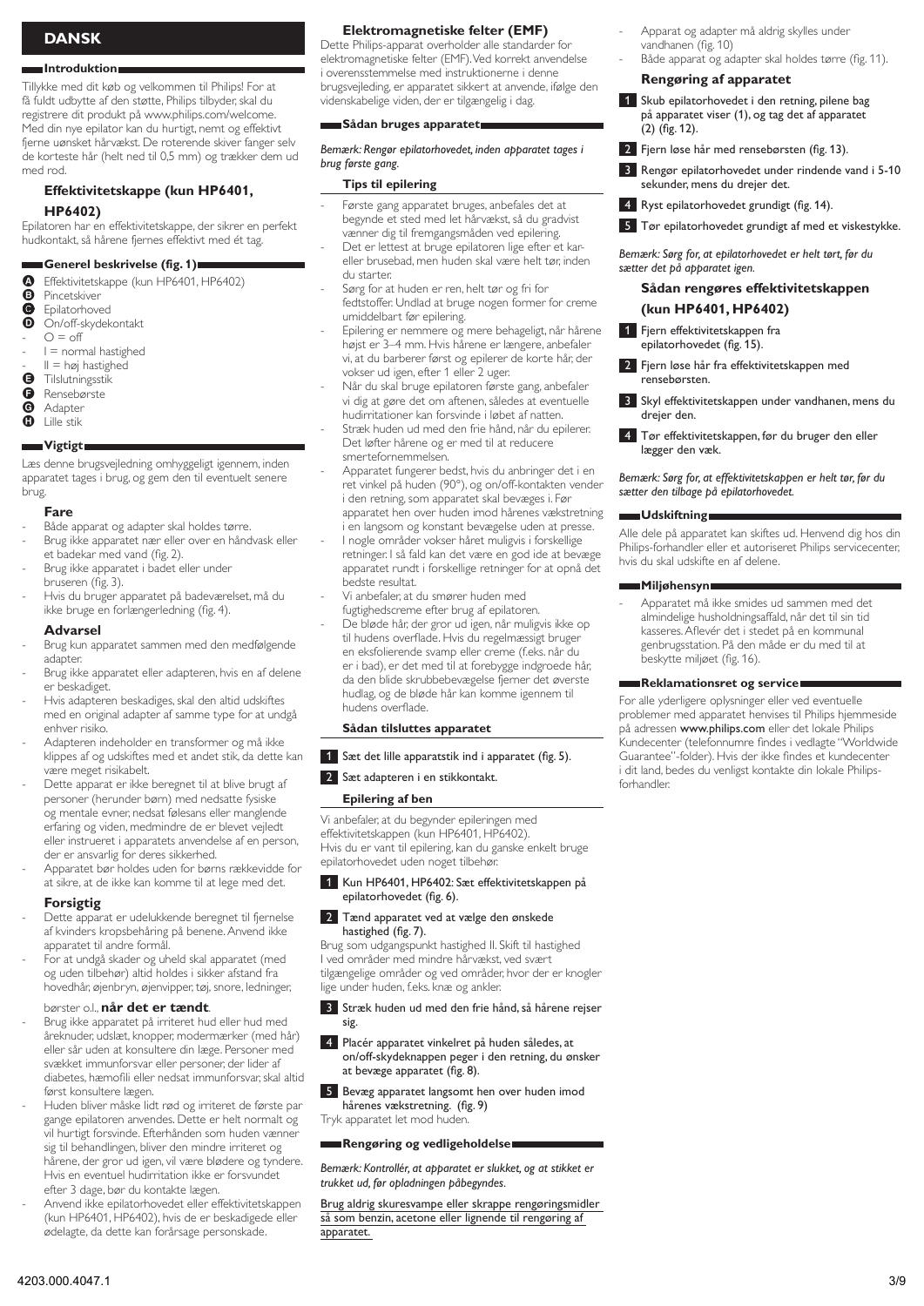# DANSK

## Introduktion

Tillykke med dit køb og velkommen til Philips! For at få fuldt udbytte af den støtte, Philips tilbyder, skal du registrere dit produkt på www.philips.com/welcome. Med din nye epilator kan du hurtigt, nemt og effektivt fjerne uønsket hårvækst. De roterende skiver fanger selv de korteste hår (helt ned til 0,5 mm) og trækker dem ud med rod.

### Effektivitetskappe (kun HP6401, HP6402)

Epilatoren har en effektivitetskappe, der sikrer en perfekt hudkontakt, så hårene fjernes effektivt med ét tag.

## Generel beskrivelse (fig. 1)

- A Effektivitetskappe (kun HP6401, HP6402)
- B Pincetskiver
- C Epilatorhoved
- D On/off-skydekontakt
  - O = off
  - I = normal hastighed
  - II = høj hastighed
- E Tilslutningsstik
- F Rensebørste
- G Adapter
- H Lille stik

## Vigtigt

Læs denne brugsvejledning omhyggeligt igennem, inden apparatet tages i brug, og gem den til eventuelt senere brug.

### Fare

- Både apparat og adapter skal holdes tørre.
- Brug ikke apparatet nær eller over en håndvask eller et badekar med vand (fig. 2).
- Brug ikke apparatet i badet eller under bruseren (fig. 3).
- Hvis du bruger apparatet på badeværelset, må du ikke bruge en forlængerledning (fig. 4).

### Advarsel

- Brug kun apparatet sammen med den medfølgende adapter.
- Brug ikke apparatet eller adapteren, hvis en af delene er beskadiget.
- Hvis adapteren beskadiges, skal den altid udskiftes med en original adapter af samme type for at undgå enhver risiko.
- Adapteren indeholder en transformer og må ikke klippes af og udskiftes med et andet stik, da dette kan være meget risikabelt.
- Dette apparat er ikke beregnet til at blive brugt af personer (herunder børn) med nedsatte fysiske og mentale evner, nedsat følesans eller manglende erfaring og viden, medmindre de er blevet vejledt eller instrueret i apparatets anvendelse af en person, der er ansvarlig for deres sikkerhed.
- Apparatet bør holdes uden for børns rækkevidde for at sikre, at de ikke kan komme til at lege med det.

### Forsigtig

- Dette apparat er udelukkende beregnet til fjernelse af kvinders kropsbehåring på benene. Anvend ikke apparatet til andre formål.
- For at undgå skader og uheld skal apparatet (med og uden tilbehør) altid holdes i sikker afstand fra hovedhår, øjenbryn, øjenvipper, tøj, snore, ledninger, børster o.l., **når det er tændt**.
- Brug ikke apparatet på irriteret hud eller hud med åreknuder, udslæt, knopper, modermærker (med hår) eller sår uden at konsultere din læge. Personer med svækket immunforsvar eller personer, der lider af diabetes, hæmofili eller nedsat immunforsvar, skal altid først konsultere lægen.
- Huden bliver måske lidt rød og irriteret de første par gange epilatoren anvendes. Dette er helt normalt og vil hurtigt forsvinde. Efterhånden som huden vænner sig til behandlingen, bliver den mindre irriteret og hårene, der gror ud igen, vil være blødere og tyndere. Hvis en eventuel hudirritation ikke er forsvundet efter 3 dage, bør du kontakte lægen.
- Anvend ikke epilatorhovedet eller effektivitetskappen (kun HP6401, HP6402), hvis de er beskadigede eller ødelagte, da dette kan forårsage personskade.

### Elektromagnetiske felter (EMF)

Dette Philips-apparat overholder alle standarder for elektromagnetiske felter (EMF). Ved korrekt anvendelse i overensstemmelse med instruktionerne i denne brugsvejledning, er apparatet sikkert at anvende, ifølge den videnskabelige viden, der er tilgængelig i dag.

## Sådan bruges apparatet

*Bemærk: Rengør epilatorhovedet, inden apparatet tages i brug første gang.*

### Tips til epilering

- Første gang apparatet bruges, anbefales det at begynde et sted med let hårvækst, så du gradvist vænner dig til fremgangsmåden ved epilering.
- Det er lettest at bruge epilatoren lige efter et kar- eller brusebad, men huden skal være helt tør, inden du starter.
- Sørg for at huden er ren, helt tør og fri for fedtstoffer. Undlad at bruge nogen former for creme umiddelbart før epilering.
- Epilering er nemmere og mere behageligt, når hårene højst er 3–4 mm. Hvis hårene er længere, anbefaler vi, at du barberer først og epilerer de korte hår, der vokser ud igen, efter 1 eller 2 uger.
- Når du skal bruge epilatoren første gang, anbefaler vi dig at gøre det om aftenen, således at eventuelle hudirritationer kan forsvinde i løbet af natten.
- Stræk huden ud med den frie hånd, når du epilerer. Det løfter hårene op og er med til at reducere smertefornemmelsen.
- Apparatet fungerer bedst, hvis du anbringer det i en ret vinkel på huden (90°), og on/off-kontakten vender i den retning, som apparatet skal bevæges i. Før apparatet hen over huden imod hårenes vækstretning i en langsom og konstant bevægelse uden at presse.
- I nogle områder vokser håret muligvis i forskellige retninger. I så fald kan det være en god ide at bevæge apparatet rundt i forskellige retninger for at opnå det bedste resultat.
- Vi anbefaler, at du smører huden med fugtighedscreme efter brug af epilatoren.
- De bløde hår, der gror ud igen, når muligvis ikke op til hudens overflade. Hvis du regelmæssigt bruger en eksfolierende svamp eller creme (f.eks. når du er i bad), er det med til at forebygge indgroede hår, da den blide skrubbebevægelse fjerner det øverste hudlag, og de bløde hår kan komme igennem til hudens overflade.

### Sådan tilsluttes apparatet

1. Sæt det lille apparatstik ind i apparatet (fig. 5).
2. Sæt adapteren i en stikkontakt.

### Epilering af ben

Vi anbefaler, at du begynder epileringen med effektivitetskappen (kun HP6401, HP6402). Hvis du er vant til epilering, kan du ganske enkelt bruge epilatorhovedet uden noget tilbehør:

1. Kun HP6401, HP6402: Sæt effektivitetskappen på epilatorhovedet (fig. 6).
2. Tænd apparatet ved at vælge den ønskede hastighed (fig. 7).

Brug som udgangspunkt hastighed II. Skift til hastighed I ved områder med mindre hårvækst, ved svært tilgængelige områder og ved områder, hvor der er knogler lige under huden, f.eks. knæ og ankler.

3. Stræk huden ud med den frie hånd, så hårene rejser sig.
4. Placér apparatet vinkelret på huden således, at on/off-skydeknappen peger i den retning, du ønsker at bevæge apparatet (fig. 8).
5. Bevæg apparatet langsomt hen over huden imod hårenes vækstretning. (fig. 9)

Tryk apparatet let mod huden.

## Rengøring og vedligeholdelse

*Bemærk: Kontrollér, at apparatet er slukket, og at stikket er trukket ud, før opladningen påbegyndes.*

Brug aldrig skuresvampe eller skrappe rengøringsmidler så som benzin, acetone eller lignende til rengøring af apparatet.

- Apparat og adapter må aldrig skylles under vandhanen (fig. 10)
- Både apparat og adapter skal holdes tørre (fig. 11).

### Rengøring af apparatet

1. Skub epilatorhovedet i den retning, pilene bag på apparatet viser (1), og tag det af apparatet (2) (fig. 12).
2. Fjern løse hår med rensebørsten (fig. 13).
3. Rengør epilatorhovedet under rindende vand i 5-10 sekunder, mens du drejer det.
4. Ryst epilatorhovedet grundigt (fig. 14).
5. Tør epilatorhovedet grundigt af med et viskestykke.

*Bemærk: Sørg for, at epilatorhovedet er helt tørt, før du sætter det på apparatet igen.*

### Sådan rengøres effektivitetskappen (kun HP6401, HP6402)

1. Fjern effektivitetskappen fra epilatorhovedet (fig. 15).
2. Fjern løse hår fra effektivitetskappen med rensebørsten.
3. Skyl effektivitetskappen under vandhanen, mens du drejer den.
4. Tør effektivitetskappen, før du bruger den eller lægger den væk.

*Bemærk: Sørg for, at effektivitetskappen er helt tør, før du sætter den tilbage på epilatorhovedet.*

## Udskiftning

Alle dele på apparatet kan skiftes ud. Henvend dig hos din Philips-forhandler eller et autoriseret Philips servicecenter, hvis du skal udskifte en af delene.

## Miljøhensyn

- Apparatet må ikke smides ud sammen med det almindelige husholdningsaffald, når det til sin tid kasseres. Aflevér det i stedet på en kommunal genbrugsstation. På den måde er du med til at beskytte miljøet (fig. 16).

## Reklamationsret og service

For alle yderligere oplysninger eller ved eventuelle problemer med apparatet henvises til Philips hjemmeside på adressen www.philips.com eller det lokale Philips Kundecenter (telefonnumre findes i vedlagte "Worldwide Guarantee"-folder). Hvis der ikke findes et kundecenter i dit land, bedes du venligst kontakte din lokale Philips-forhandler.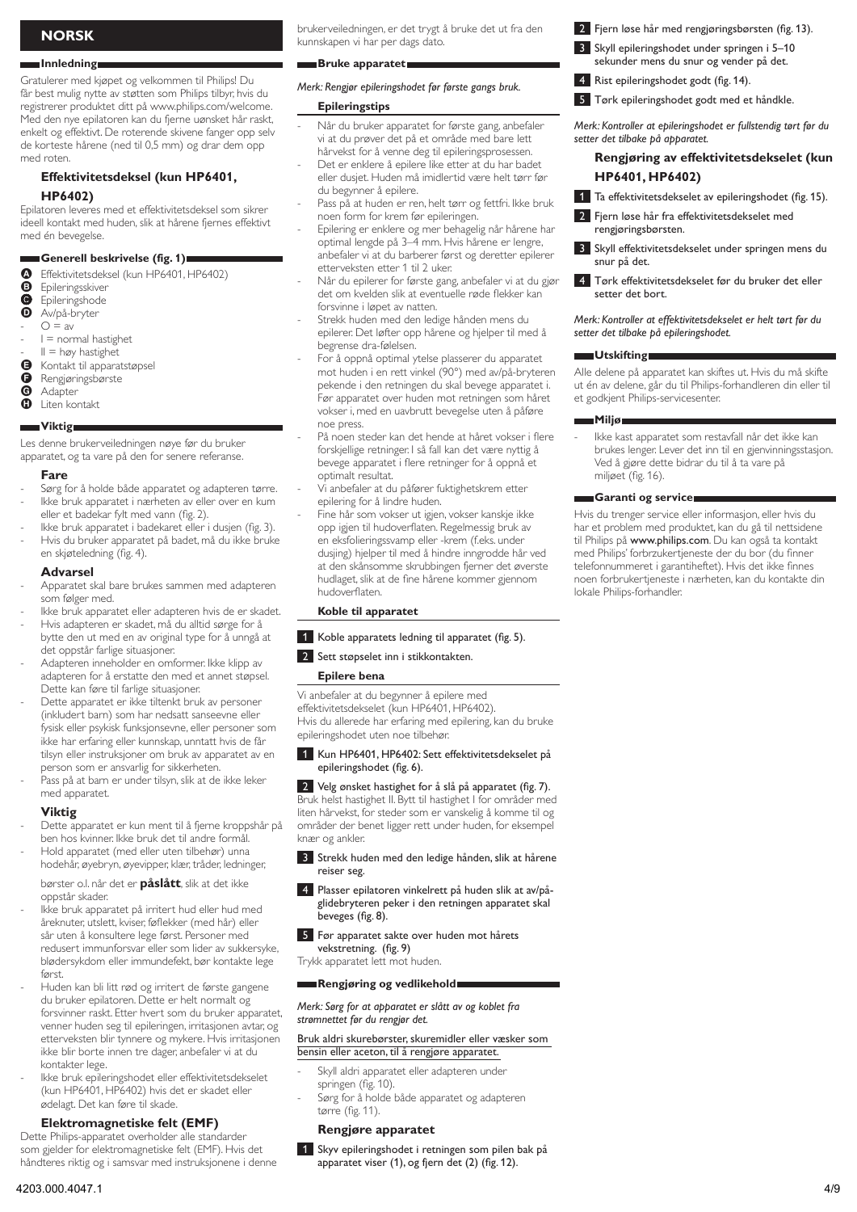# NORSK

## Innledning

Gratulerer med kjøpet og velkommen til Philips! Du får best mulig nytte av støtten som Philips tilbyr, hvis du registrerer produktet ditt på www.philips.com/welcome. Med den nye epilatoren kan du fjerne uønsket hår raskt, enkelt og effektivt. De roterende skivene fanger opp selv de korteste hårene (ned til 0,5 mm) og drar dem opp med roten.

### Effektivitetsdeksel (kun HP6401, HP6402)

Epilatoren leveres med et effektivitetsdeksel som sikrer ideell kontakt med huden, slik at hårene fjernes effektivt med én bevegelse.

## Generell beskrivelse (fig. 1)

- A Effektivitetsdeksel (kun HP6401, HP6402)
- B Epileringsskiver
- C Epileringshode
- D Av/på-bryter
  - O = av
  - I = normal hastighet
  - II = høy hastighet
- E Kontakt til apparatstøpsel
- F Rengjøringsbørste
- G Adapter
- H Liten kontakt

## Viktig

Les denne brukerveiledningen nøye før du bruker apparatet, og ta vare på den for senere referanse.

### Fare

- Sørg for å holde både apparatet og adapteren tørre.
- Ikke bruk apparatet i nærheten av eller over en kum eller et badekar fylt med vann (fig. 2).
- Ikke bruk apparatet i badekaret eller i dusjen (fig. 3).
- Hvis du bruker apparatet på badet, må du ikke bruke en skjøteledning (fig. 4).

### Advarsel

- Apparatet skal bare brukes sammen med adapteren som følger med.
- Ikke bruk apparatet eller adapteren hvis de er skadet.
- Hvis adapteren er skadet, må du alltid sørge for å bytte den ut med en av original type for å unngå at det oppstår farlige situasjoner.
- Adapteren inneholder en omformer. Ikke klipp av adapteren for å erstatte den med et annet støpsel. Dette kan føre til farlige situasjoner.
- Dette apparatet er ikke tiltenkt bruk av personer (inkludert barn) som har nedsatt sanseevne eller fysisk eller psykisk funksjonsevne, eller personer som ikke har erfaring eller kunnskap, unntatt hvis de får tilsyn eller instruksjoner om bruk av apparatet av en person som er ansvarlig for sikkerheten.
- Pass på at barn er under tilsyn, slik at de ikke leker med apparatet.

### Viktig

- Dette apparatet er kun ment til å fjerne kroppshår på ben hos kvinner. Ikke bruk det til andre formål.
- Hold apparatet (med eller uten tilbehør) unna hodehår, øyebryn, øyevipper, klær, tråder, ledninger, børster o.l. når det er **påslått**, slik at det ikke oppstår skader.
- Ikke bruk apparatet på irritert hud eller hud med åreknuter, utslett, kviser, føflekker (med hår) eller sår uten å konsultere lege først. Personer med redusert immunforsvar eller som lider av sukkersyke, blødersykdom eller immundefekt, bør kontakte lege først.
- Huden kan bli litt rød og irritert de første gangene du bruker epilatoren. Dette er helt normalt og forsvinner raskt. Etter hvert som du bruker apparatet, venner huden seg til epileringen, irritasjonen avtar, og etterveksten blir tynnere og mykere. Hvis irritasjonen ikke blir borte innen tre dager, anbefaler vi at du kontakter lege.
- Ikke bruk epileringshodet eller effektivitetsdekselet (kun HP6401, HP6402) hvis det er skadet eller ødelagt. Det kan føre til skade.

### Elektromagnetiske felt (EMF)

Dette Philips-apparatet overholder alle standarder som gjelder for elektromagnetiske felt (EMF). Hvis det håndteres riktig og i samsvar med instruksjonene i denne brukerveiledningen, er det trygt å bruke det ut fra den kunnskapen vi har per dags dato.

## Bruke apparatet

*Merk: Rengjør epileringshodet før første gangs bruk.*

### Epileringstips

- Når du bruker apparatet for første gang, anbefaler vi at du prøver det på et område med bare lett hårvekst for å venne deg til epileringsprosessen.
- Det er enklere å epilere like etter at du har badet eller dusjet. Huden må imidlertid være helt tørr før du begynner å epilere.
- Pass på at huden er ren, helt tørr og fettfri. Ikke bruk noen form for krem før epileringen.
- Epilering er enklere og mer behagelig når hårene har optimal lengde på 3–4 mm. Hvis hårene er lengre, anbefaler vi at du barberer først og deretter epilerer etterveksten etter 1 til 2 uker.
- Når du epilerer for første gang, anbefaler vi at du gjør det om kvelden slik at eventuelle røde flekker kan forsvinne i løpet av natten.
- Strekk huden med den ledige hånden mens du epilerer. Det løfter opp hårene og hjelper til med å begrense dra-følelsen.
- For å oppnå optimal ytelse plasserer du apparatet mot huden i en rett vinkel (90°) med av/på-bryteren pekende i den retningen du skal bevege apparatet i. Før apparatet over huden mot retningen som håret vokser i, med en uavbrutt bevegelse uten å påføre noe press.
- På noen steder kan det hende at håret vokser i flere forskjellige retninger. I så fall kan det være nyttig å bevege apparatet i flere retninger for å oppnå et optimalt resultat.
- Vi anbefaler at du påfører fuktighetskrem etter epilering for å lindre huden.
- Fine hår som vokser ut igjen, vokser kanskje ikke opp igjen til hudoverflaten. Regelmessig bruk av en eksfolieringssvamp eller -krem (f.eks. under dusjing) hjelper til med å hindre inngrodde hår ved at den skånsomme skrubbingen fjerner det øverste hudlaget, slik at de fine hårene kommer gjennom hudoverflaten.

### Koble til apparatet

1. Koble apparatets ledning til apparatet (fig. 5).
2. Sett støpselet inn i stikkontakten.

### Epilere bena

Vi anbefaler at du begynner å epilere med effektivitetsdekselet (kun HP6401, HP6402). Hvis du allerede har erfaring med epilering, kan du bruke epileringshodet uten noe tilbehør.

1. Kun HP6401, HP6402: Sett effektivitetsdekselet på epileringshodet (fig. 6).
2. Velg ønsket hastighet for å slå på apparatet (fig. 7).
   Bruk helst hastighet II. Bytt til hastighet I for områder med liten hårvekst, for steder som er vanskelig å komme til og områder der benet ligger rett under huden, for eksempel knær og ankler.
3. Strekk huden med den ledige hånden, slik at hårene reiser seg.
4. Plasser epilatoren vinkelrett på huden slik at av/på-glidebryteren peker i den retningen apparatet skal beveges (fig. 8).
5. Før apparatet sakte over huden mot hårets vekstretning. (fig. 9)
   Trykk apparatet lett mot huden.

## Rengjøring og vedlikehold

*Merk: Sørg for at apparatet er slått av og koblet fra strømnettet før du rengjør det.*

Bruk aldri skurebørster, skuremidler eller væsker som bensin eller aceton, til å rengjøre apparatet.

- Skyll aldri apparatet eller adapteren under springen (fig. 10).
- Sørg for å holde både apparatet og adapteren tørre (fig. 11).

### Rengjøre apparatet

1. Skyv epileringshodet i retningen som pilen bak på apparatet viser (1), og fjern det (2) (fig. 12).
2. Fjern løse hår med rengjøringsbørsten (fig. 13).
3. Skyll epileringshodet under springen i 5–10 sekunder mens du snur og vender på det.
4. Rist epileringshodet godt (fig. 14).
5. Tørk epileringshodet godt med et håndkle.

*Merk: Kontroller at epileringshodet er fullstendig tørt før du setter det tilbake på apparatet.*

### Rengjøring av effektivitetsdekselet (kun HP6401, HP6402)

1. Ta effektivitetsdekselet av epileringshodet (fig. 15).
2. Fjern løse hår fra effektivitetsdekselet med rengjøringsbørsten.
3. Skyll effektivitetsdekselet under springen mens du snur på det.
4. Tørk effektivitetsdekselet før du bruker det eller setter det bort.

*Merk: Kontroller at effektivitetsdekselet er helt tørt før du setter det tilbake på epileringshodet.*

## Utskifting

Alle delene på apparatet kan skiftes ut. Hvis du må skifte ut én av delene, går du til Philips-forhandleren din eller til et godkjent Philips-servicesenter.

## Miljø

- Ikke kast apparatet som restavfall når det ikke kan brukes lenger. Lever det inn til en gjenvinningsstasjon. Ved å gjøre dette bidrar du til å ta vare på miljøet (fig. 16).

## Garanti og service

Hvis du trenger service eller informasjon, eller hvis du har et problem med produktet, kan du gå til nettsidene til Philips på **www.philips.com**. Du kan også ta kontakt med Philips' forbrukertjeneste der du bor (du finner telefonnummeret i garantiheftet). Hvis det ikke finnes noen forbrukertjeneste i nærheten, kan du kontakte din lokale Philips-forhandler.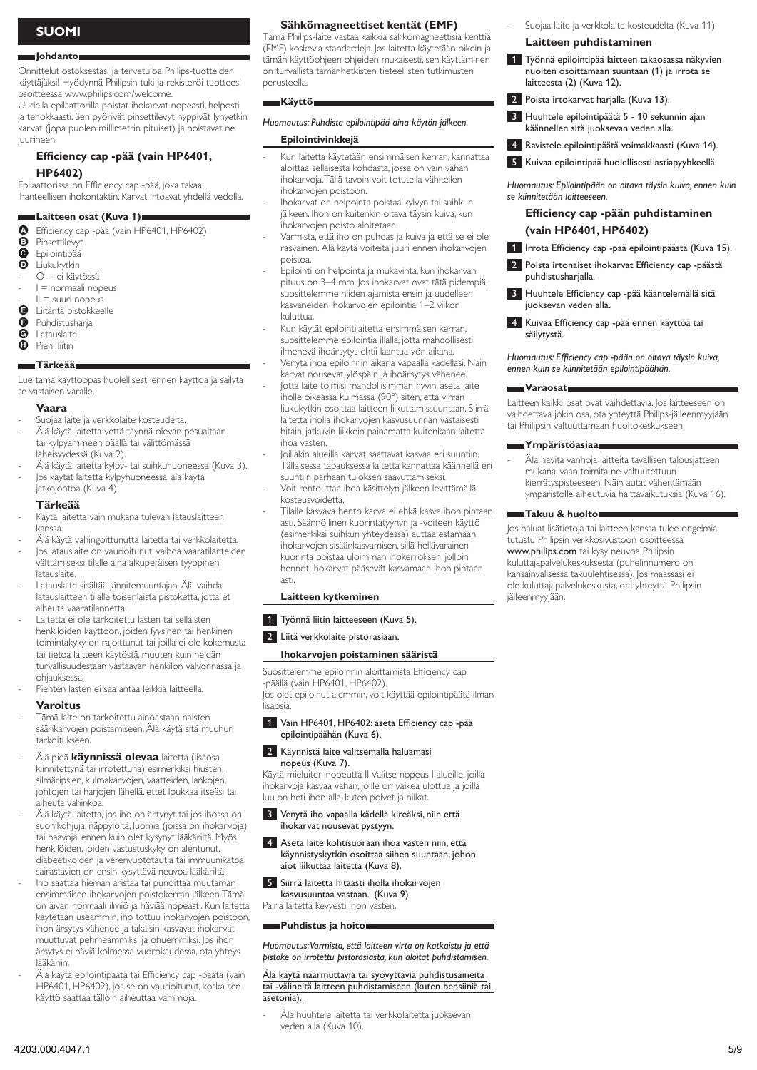# SUOMI

## Johdanto

Onnittelut ostoksestasi ja tervetuloa Philips-tuotteiden käyttäjäksi! Hyödynnä Philipsin tuki ja rekisteröi tuotteesi osoitteessa www.philips.com/welcome.

Uudella epilaattorilla poistat ihokarvat nopeasti, helposti ja tehokkaasti. Sen pyörivät pinsettilevyt nyppivät lyhyetkin karvat (jopa puolen millimetrin pituiset) ja poistavat ne juurineen.

### Efficiency cap -pää (vain HP6401, HP6402)

Epilaattorissa on Efficiency cap -pää, joka takaa ihanteellisen ihokontaktin. Karvat irtoavat yhdellä vedolla.

## Laitteen osat (Kuva 1)

- A Efficiency cap -pää (vain HP6401, HP6402)
- B Pinsettilevyt
- C Epilointipää
- D Liukukytkin
  - O = ei käytössä
  - I = normaali nopeus
  - II = suuri nopeus
- E Liitäntä pistokkeelle
- F Puhdistusharja
- G Latauslaite
- H Pieni liitin

## Tärkeää

Lue tämä käyttöopas huolellisesti ennen käyttöä ja säilytä se vastaisen varalle.

### Vaara

- Suojaa laite ja verkkolaite kosteudelta.
- Älä käytä laitetta vettä täynnä olevan pesualtaan tai kylpyammeen päällä tai välittömässä läheisyydessä (Kuva 2).
- Älä käytä laitetta kylpy- tai suihkuhuoneessa (Kuva 3).
- Jos käytät laitetta kylpyhuoneessa, älä käytä jatkojohtoa (Kuva 4).

### Tärkeää

- Käytä laitetta vain mukana tulevan latauslaitteen kanssa.
- Älä käytä vahingoittunutta laitetta tai verkkolaitetta.
- Jos latauslaite on vaurioitunut, vaihda vaaratilanteiden välttämiseksi tilalle aina alkuperäisen tyyppinen latauslaite.
- Latauslaite sisältää jännitemuuntajan. Älä vaihda latauslaitteen tilalle toisenlaista pistoketta, jotta et aiheuta vaaratilannetta.
- Laitetta ei ole tarkoitettu lasten tai sellaisten henkilöiden käyttöön, joiden fyysinen tai henkinen toimintakyky on rajoittunut tai joilla ei ole kokemusta tai tietoa laitteen käytöstä, muuten kuin heidän turvallisuudestaan vastaavan henkilön valvonnassa ja ohjauksessa.
- Pienten lasten ei saa antaa leikkiä laitteella.

### Varoitus

- Tämä laite on tarkoitettu ainoastaan naisten säärikarvojen poistamiseen. Älä käytä sitä muuhun tarkoitukseen.
- Älä pidä **käynnissä olevaa** laitetta (lisäosa kiinnitettynä tai irrotettuna) esimerkiksi hiusten, silmäripsien, kulmakarvojen, vaatteiden, lankojen, johtojen tai harjojen lähellä, ettet loukkaa itseäsi tai aiheuta vahinkoa.
- Älä käytä laitetta, jos iho on ärtynyt tai jos ihossa on suonikohjuja, näppylöitä, luomia (joissa on ihokarvoja) tai haavoja, ennen kuin olet kysynyt lääkäriltä. Myös henkilöiden, joiden vastustuskyky on alentunut, diabeetikoiden ja verenvuototautia tai immuunikatoa sairastavien on ensin kysyttävä neuvoa lääkäriltä.
- Iho saattaa hieman aristaa tai punoittaa muutaman ensimmäisen ihokarvojen poistokerran jälkeen. Tämä on aivan normaali ilmiö ja häviää nopeasti. Kun laitetta käytetään useammin, iho tottuu ihokarvojen poistoon, ihon ärsytys vähenee ja takaisin kasvavat ihokarvat muuttuvat pehmeämmiksi ja ohuemmiksi. Jos ihon ärsytys ei häviä kolmessa vuorokaudessa, ota yhteys lääkäriin.
- Älä käytä epilointipäätä tai Efficiency cap -päätä (vain HP6401, HP6402), jos se on vaurioitunut, koska sen käyttö saattaa tällöin aiheuttaa vammoja.

### Sähkömagneettiset kentät (EMF)

Tämä Philips-laite vastaa kaikkia sähkömagneettisia kenttiä (EMF) koskevia standardeja. Jos laitetta käytetään oikein ja tämän käyttöohjeen ohjeiden mukaisesti, sen käyttäminen on turvallista tämänhetkisten tieteellisten tutkimusten perusteella.

## Käyttö

*Huomautus: Puhdista epilointipää aina käytön jälkeen.*

### Epilointivinkkejä

- Kun laitetta käytetään ensimmäisen kerran, kannattaa aloittaa sellaisesta kohdasta, jossa on vain vähän ihokarvoja. Tällä tavoin voit totutella vähitellen ihokarvojen poistoon.
- Ihokarvat on helpointa poistaa kylvyn tai suihkun jälkeen. Ihon on kuitenkin oltava täysin kuiva, kun ihokarvojen poisto aloitetaan.
- Varmista, että iho on puhdas ja kuiva ja että se ei ole rasvainen. Älä käytä voiteita juuri ennen ihokarvojen poistoa.
- Epilointi on helpointa ja mukavinta, kun ihokarvan pituus on 3–4 mm. Jos ihokarvat ovat tätä pidempiä, suosittelemme niiden ajamista ensin ja uudelleen kasvaneiden ihokarvojen epilointia 1–2 viikon kuluttua.
- Kun käytät epilointilaitetta ensimmäisen kerran, suosittelemme epilointia illalla, jotta mahdollisesti ilmenevä ihoärsytys ehtii laantua yön aikana.
- Venytä ihoa epiloinnin aikana vapaalla kädelläsi. Näin karvat nousevat ylöspäin ja ihoärsytys vähenee.
- Jotta laite toimisi mahdollisimman hyvin, aseta laite iholle oikeassa kulmassa (90°) siten, että virran liukukytkin osoittaa laitteen liikuttamissuuntaan. Siirrä laitetta iholla ihokarvojen kasvusuunnan vastaisesti hitain, jatkuvin liikkein painamatta kuitenkaan laitetta ihoa vasten.
- Joillakin alueilla karvat saattavat kasvaa eri suuntiin. Tällaisessa tapauksessa laitetta kannattaa käännellä eri suuntiin parhaan tuloksen saavuttamiseksi.
- Voit rentouttaa ihoa käsittelyn jälkeen levittämällä kosteusvoidetta.
- Tilalle kasvava hento karva ei ehkä kasva ihon pintaan asti. Säännöllinen kuorintatyynyn ja -voiteen käyttö (esimerkiksi suihkun yhteydessä) auttaa estämään ihokarvojen sisäänkasvamisen, sillä hellävarainen kuorinta poistaa uloimman ihokerroksen, jolloin hennot ihokarvat pääsevät kasvamaan ihon pintaan asti.

### Laitteen kytkeminen

1. Työnnä liitin laitteeseen (Kuva 5).
2. Liitä verkkolaite pistorasiaan.

### Ihokarvojen poistaminen sääristä

Suosittelemme epiloinnin aloittamista Efficiency cap -päällä (vain HP6401, HP6402).
Jos olet epiloinut aiemmin, voit käyttää epilointipäätä ilman lisäosia.

1. Vain HP6401, HP6402: aseta Efficiency cap -pää epilointipäähän (Kuva 6).
2. Käynnistä laite valitsemalla haluamasi nopeus (Kuva 7).
   Käytä mieluiten nopeutta II. Valitse nopeus I alueille, joilla ihokarvoja kasvaa vähän, joille on vaikea ulottua ja joilla luu on heti ihon alla, kuten polvet ja nilkat.
3. Venytä iho vapaalla kädellä kireäksi, niin että ihokarvat nousevat pystyyn.
4. Aseta laite kohtisuoraan ihoa vasten niin, että käynnistyskytkin osoittaa siihen suuntaan, johon aiot liikuttaa laitetta (Kuva 8).
5. Siirrä laitetta hitaasti iholla ihokarvojen kasvusuuntaa vastaan. (Kuva 9)
   Paina laitetta kevyesti ihon vasten.

## Puhdistus ja hoito

*Huomautus: Varmista, että laitteen virta on katkaistu ja että pistoke on irrotettu pistorasiasta, kun aloitat puhdistamisen.*

Älä käytä naarmuttavia tai syövyttäviä puhdistusaineita tai -välineitä laitteen puhdistamiseen (kuten bensiiniä tai asetonia).

- Älä huuhtele laitetta tai verkkolaitetta juoksevan veden alla (Kuva 10).
- Suojaa laite ja verkkolaite kosteudelta (Kuva 11).

### Laitteen puhdistaminen

1. Työnnä epilointipää laitteen takaosassa näkyvien nuolten osoittamaan suuntaan (1) ja irrota se laitteesta (2) (Kuva 12).
2. Poista irtokarvat harjalla (Kuva 13).
3. Huuhtele epilointipäätä 5 - 10 sekunnin ajan käännellen sitä juoksevan veden alla.
4. Ravistele epilointipäätä voimakkaasti (Kuva 14).
5. Kuivaa epilointipää huolellisesti astiapyyhkeellä.

*Huomautus: Epilointipään on oltava täysin kuiva, ennen kuin se kiinnitetään laitteeseen.*

### Efficiency cap -pään puhdistaminen (vain HP6401, HP6402)

1. Irrota Efficiency cap -pää epilointipäästä (Kuva 15).
2. Poista irtonaiset ihokarvat Efficiency cap -päästä puhdistusharjalla.
3. Huuhtele Efficiency cap -pää kääntelemällä sitä juoksevan veden alla.
4. Kuivaa Efficiency cap -pää ennen käyttöä tai säilytystä.

*Huomautus: Efficiency cap -pään on oltava täysin kuiva, ennen kuin se kiinnitetään epilointipäähän.*

## Varaosat

Laitteen kaikki osat ovat vaihdettavia. Jos laitteeseen on vaihdettava jokin osa, ota yhteyttä Philips-jälleenmyyjään tai Philipsin valtuuttamaan huoltokeskukseen.

## Ympäristöasiaa

- Älä hävitä vanhoja laitteita tavallisen talousjätteen mukana, vaan toimita ne valtuutettuun kierrätyspisteeseen. Näin autat vähentämään ympäristölle aiheutuvia haittavaikutuksia (Kuva 16).

## Takuu & huolto

Jos haluat lisätietoja tai laitteen kanssa tulee ongelmia, tutustu Philipsin verkkosivustoon osoitteessa **www.philips.com** tai kysy neuvoa Philipsin kuluttajapalvelukeskuksesta (puhelinnumero on kansainvälisessä takuulehtisessä). Jos maassasi ei ole kuluttajapalvelukeskusta, ota yhteyttä Philipsin jälleenmyyjään.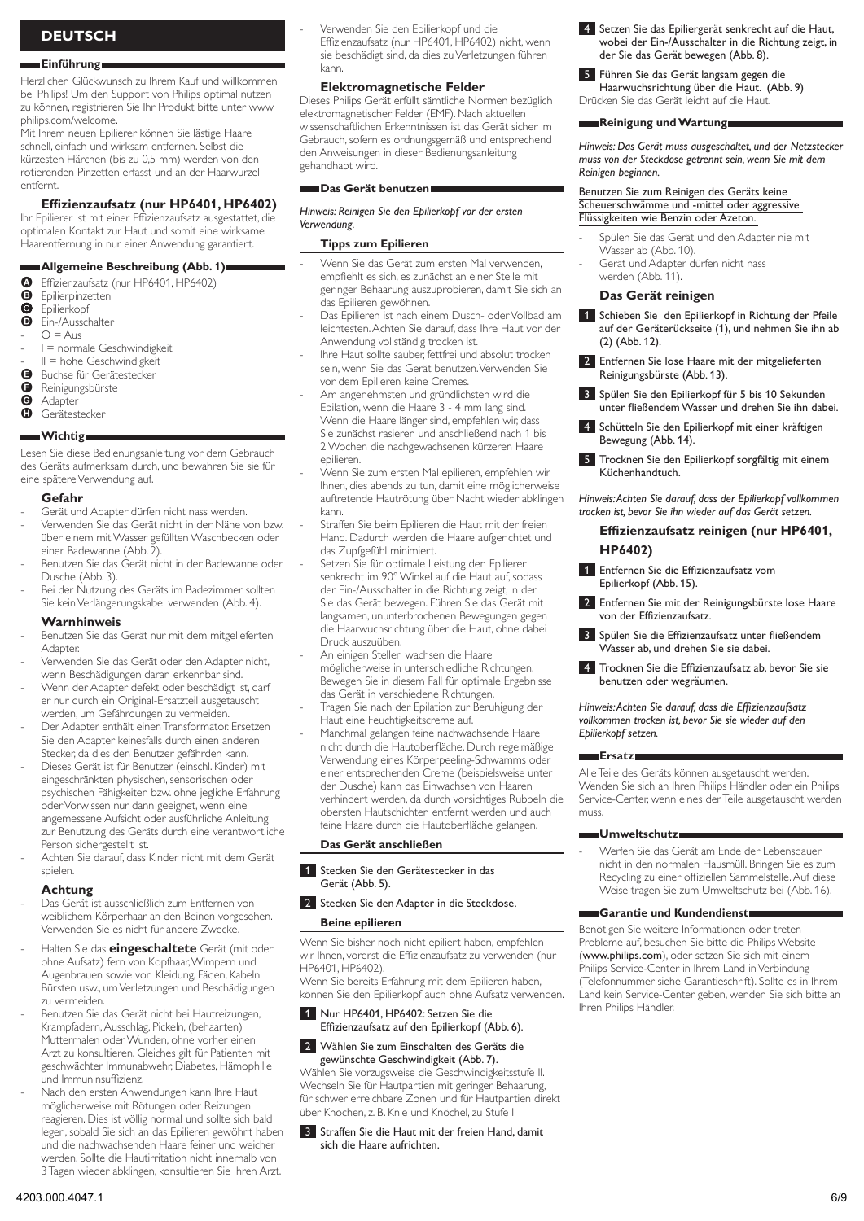# DEUTSCH

## Einführung

Herzlichen Glückwunsch zu Ihrem Kauf und willkommen bei Philips! Um den Support von Philips optimal nutzen zu können, registrieren Sie Ihr Produkt bitte unter www.philips.com/welcome.

Mit Ihrem neuen Epilierer können Sie lästige Haare schnell, einfach und wirksam entfernen. Selbst die kürzesten Härchen (bis zu 0,5 mm) werden von den rotierenden Pinzetten erfasst und an der Haarwurzel entfernt.

### Effizienzaufsatz (nur HP6401, HP6402)

Ihr Epilierer ist mit einer Effizienzaufsatz ausgestattet, die optimalen Kontakt zur Haut und somit eine wirksame Haarentfernung in nur einer Anwendung garantiert.

## Allgemeine Beschreibung (Abb. 1)

- A Effizienzaufsatz (nur HP6401, HP6402)
- B Epilierpinzetten
- C Epilierkopf
- D Ein-/Ausschalter
  - O = Aus
  - I = normale Geschwindigkeit
  - II = hohe Geschwindigkeit
- E Buchse für Gerätestecker
- F Reinigungsbürste
- G Adapter
- H Gerätestecker

## Wichtig

Lesen Sie diese Bedienungsanleitung vor dem Gebrauch des Geräts aufmerksam durch, und bewahren Sie sie für eine spätere Verwendung auf.

### Gefahr

- Gerät und Adapter dürfen nicht nass werden.
- Verwenden Sie das Gerät nicht in der Nähe von bzw. über einem mit Wasser gefüllten Waschbecken oder einer Badewanne (Abb. 2).
- Benutzen Sie das Gerät nicht in der Badewanne oder Dusche (Abb. 3).
- Bei der Nutzung des Geräts im Badezimmer sollten Sie kein Verlängerungskabel verwenden (Abb. 4).

### Warnhinweis

- Benutzen Sie das Gerät nur mit dem mitgelieferten Adapter.
- Verwenden Sie das Gerät oder den Adapter nicht, wenn Beschädigungen daran erkennbar sind.
- Wenn der Adapter defekt oder beschädigt ist, darf er nur durch ein Original-Ersatzteil ausgetauscht werden, um Gefährdungen zu vermeiden.
- Der Adapter enthält einen Transformator. Ersetzen Sie den Adapter keinesfalls durch einen anderen Stecker, da dies den Benutzer gefährden kann.
- Dieses Gerät ist für Benutzer (einschl. Kinder) mit eingeschränkten physischen, sensorischen oder psychischen Fähigkeiten bzw. ohne jegliche Erfahrung oder Vorwissen nur dann geeignet, wenn eine angemessene Aufsicht oder ausführliche Anleitung zur Benutzung des Geräts durch eine verantwortliche Person sichergestellt ist.
- Achten Sie darauf, dass Kinder nicht mit dem Gerät spielen.

### Achtung

- Das Gerät ist ausschließlich zum Entfernen von weiblichem Körperhaar an den Beinen vorgesehen. Verwenden Sie es nicht für andere Zwecke.
- Halten Sie das **eingeschaltete** Gerät (mit oder ohne Aufsatz) fern von Kopfhaar, Wimpern und Augenbrauen sowie von Kleidung, Fäden, Kabeln, Bürsten usw., um Verletzungen und Beschädigungen zu vermeiden.
- Benutzen Sie das Gerät nicht bei Hautreizungen, Krampfadern, Ausschlag, Pickeln, (behaarten) Muttermalen oder Wunden, ohne vorher einen Arzt zu konsultieren. Gleiches gilt für Patienten mit geschwächter Immunabwehr, Diabetes, Hämophilie und Immuninsuffizienz.
- Nach den ersten Anwendungen kann Ihre Haut möglicherweise mit Rötungen oder Reizungen reagieren. Dies ist völlig normal und sollte sich bald legen, sobald Sie sich an das Epilieren gewöhnt haben und die nachwachsenden Haare feiner und weicher werden. Sollte die Hautirritation nicht innerhalb von 3 Tagen wieder abklingen, konsultieren Sie Ihren Arzt.
- Verwenden Sie den Epilierkopf und die Effizienzaufsatz (nur HP6401, HP6402) nicht, wenn sie beschädigt sind, da dies zu Verletzungen führen kann.

### Elektromagnetische Felder

Dieses Philips Gerät erfüllt sämtliche Normen bezüglich elektromagnetischer Felder (EMF). Nach aktuellen wissenschaftlichen Erkenntnissen ist das Gerät sicher im Gebrauch, sofern es ordnungsgemäß und entsprechend den Anweisungen in dieser Bedienungsanleitung gehandhabt wird.

## Das Gerät benutzen

*Hinweis: Reinigen Sie den Epilierkopf vor der ersten Verwendung.*

### Tipps zum Epilieren

- Wenn Sie das Gerät zum ersten Mal verwenden, empfiehlt es sich, es zunächst an einer Stelle mit geringer Behaarung auszuprobieren, damit Sie sich an das Epilieren gewöhnen.
- Das Epilieren ist nach einem Dusch- oder Vollbad am leichtesten. Achten Sie darauf, dass Ihre Haut vor der Anwendung vollständig trocken ist.
- Ihre Haut sollte sauber, fettfrei und absolut trocken sein, wenn Sie das Gerät benutzen. Verwenden Sie vor dem Epilieren keine Cremes.
- Am angenehmsten und gründlichsten wird die Epilation, wenn die Haare 3 - 4 mm lang sind. Wenn die Haare länger sind, empfehlen wir, dass Sie zunächst rasieren und anschließend nach 1 bis 2 Wochen die nachgewachsenen kürzeren Haare epilieren.
- Wenn Sie zum ersten Mal epilieren, empfehlen wir Ihnen, dies abends zu tun, damit eine möglicherweise auftretende Hautrötung über Nacht wieder abklingen kann.
- Straffen Sie beim Epilieren die Haut mit der freien Hand. Dadurch werden die Haare aufgerichtet und das Zupfgefühl minimiert.
- Setzen Sie für optimale Leistung den Epilierer senkrecht im 90° Winkel auf die Haut auf, sodass der Ein-/Ausschalter in die Richtung zeigt, in der Sie das Gerät bewegen. Führen Sie das Gerät mit langsamen, ununterbrochenen Bewegungen gegen die Haarwuchsrichtung über die Haut, ohne dabei Druck auszuüben.
- An einigen Stellen wachsen die Haare möglicherweise in unterschiedliche Richtungen. Bewegen Sie in diesem Fall für optimale Ergebnisse das Gerät in verschiedene Richtungen.
- Tragen Sie nach der Epilation zur Beruhigung der Haut eine Feuchtigkeitscreme auf.
- Manchmal gelangen feine nachwachsende Haare nicht durch die Hautoberfläche. Durch regelmäßige Verwendung eines Körperpeeling-Schwamms oder einer entsprechenden Creme (beispielsweise unter der Dusche) kann das Einwachsen von Haaren verhindert werden, da durch vorsichtiges Rubbeln die obersten Hautschichten entfernt werden und auch feine Haare durch die Hautoberfläche gelangen.

### Das Gerät anschließen

1. Stecken Sie den Gerätestecker in das Gerät (Abb. 5).
2. Stecken Sie den Adapter in die Steckdose.

### Beine epilieren

Wenn Sie bisher noch nicht epiliert haben, empfehlen wir Ihnen, vorerst die Effizienzaufsatz zu verwenden (nur HP6401, HP6402).

Wenn Sie bereits Erfahrung mit dem Epilieren haben, können Sie den Epilierkopf auch ohne Aufsatz verwenden.

1. Nur HP6401, HP6402: Setzen Sie die Effizienzaufsatz auf den Epilierkopf (Abb. 6).
2. Wählen Sie zum Einschalten des Geräts die gewünschte Geschwindigkeit (Abb. 7).

   Wählen Sie vorzugsweise die Geschwindigkeitsstufe II. Wechseln Sie für Hautpartien mit geringer Behaarung, für schwer erreichbare Zonen und für Hautpartien direkt über Knochen, z. B. Knie und Knöchel, zu Stufe I.
3. Straffen Sie die Haut mit der freien Hand, damit sich die Haare aufrichten.
4. Setzen Sie das Epiliergerät senkrecht auf die Haut, wobei der Ein-/Ausschalter in die Richtung zeigt, in der Sie das Gerät bewegen (Abb. 8).
5. Führen Sie das Gerät langsam gegen die Haarwuchsrichtung über die Haut. (Abb. 9)

Drücken Sie das Gerät leicht auf die Haut.

## Reinigung und Wartung

*Hinweis: Das Gerät muss ausgeschaltet, und der Netzstecker muss von der Steckdose getrennt sein, wenn Sie mit dem Reinigen beginnen.*

Benutzen Sie zum Reinigen des Geräts keine Scheuerschwämme und -mittel oder aggressive Flüssigkeiten wie Benzin oder Azeton.

- Spülen Sie das Gerät und den Adapter nie mit Wasser ab (Abb. 10).
- Gerät und Adapter dürfen nicht nass werden (Abb. 11).

### Das Gerät reinigen

1. Schieben Sie den Epilierkopf in Richtung der Pfeile auf der Geräterückseite (1), und nehmen Sie ihn ab (2) (Abb. 12).
2. Entfernen Sie lose Haare mit der mitgelieferten Reinigungsbürste (Abb. 13).
3. Spülen Sie den Epilierkopf für 5 bis 10 Sekunden unter fließendem Wasser und drehen Sie ihn dabei.
4. Schütteln Sie den Epilierkopf mit einer kräftigen Bewegung (Abb. 14).
5. Trocknen Sie den Epilierkopf sorgfältig mit einem Küchenhandtuch.

*Hinweis: Achten Sie darauf, dass der Epilierkopf vollkommen trocken ist, bevor Sie ihn wieder auf das Gerät setzen.*

### Effizienzaufsatz reinigen (nur HP6401, HP6402)

1. Entfernen Sie die Effizienzaufsatz vom Epilierkopf (Abb. 15).
2. Entfernen Sie mit der Reinigungsbürste lose Haare von der Effizienzaufsatz.
3. Spülen Sie die Effizienzaufsatz unter fließendem Wasser ab, und drehen Sie sie dabei.
4. Trocknen Sie die Effizienzaufsatz ab, bevor Sie sie benutzen oder wegräumen.

*Hinweis: Achten Sie darauf, dass die Effizienzaufsatz vollkommen trocken ist, bevor Sie sie wieder auf den Epilierkopf setzen.*

## Ersatz

Alle Teile des Geräts können ausgetauscht werden. Wenden Sie sich an Ihren Philips Händler oder ein Philips Service-Center, wenn eines der Teile ausgetauscht werden muss.

## Umweltschutz

- Werfen Sie das Gerät am Ende der Lebensdauer nicht in den normalen Hausmüll. Bringen Sie es zum Recycling zu einer offiziellen Sammelstelle. Auf diese Weise tragen Sie zum Umweltschutz bei (Abb. 16).

## Garantie und Kundendienst

Benötigen Sie weitere Informationen oder treten Probleme auf, besuchen Sie bitte die Philips Website (**www.philips.com**), oder setzen Sie sich mit einem Philips Service-Center in Ihrem Land in Verbindung (Telefonnummer siehe Garantieschrift). Sollte es in Ihrem Land kein Service-Center geben, wenden Sie sich bitte an Ihren Philips Händler.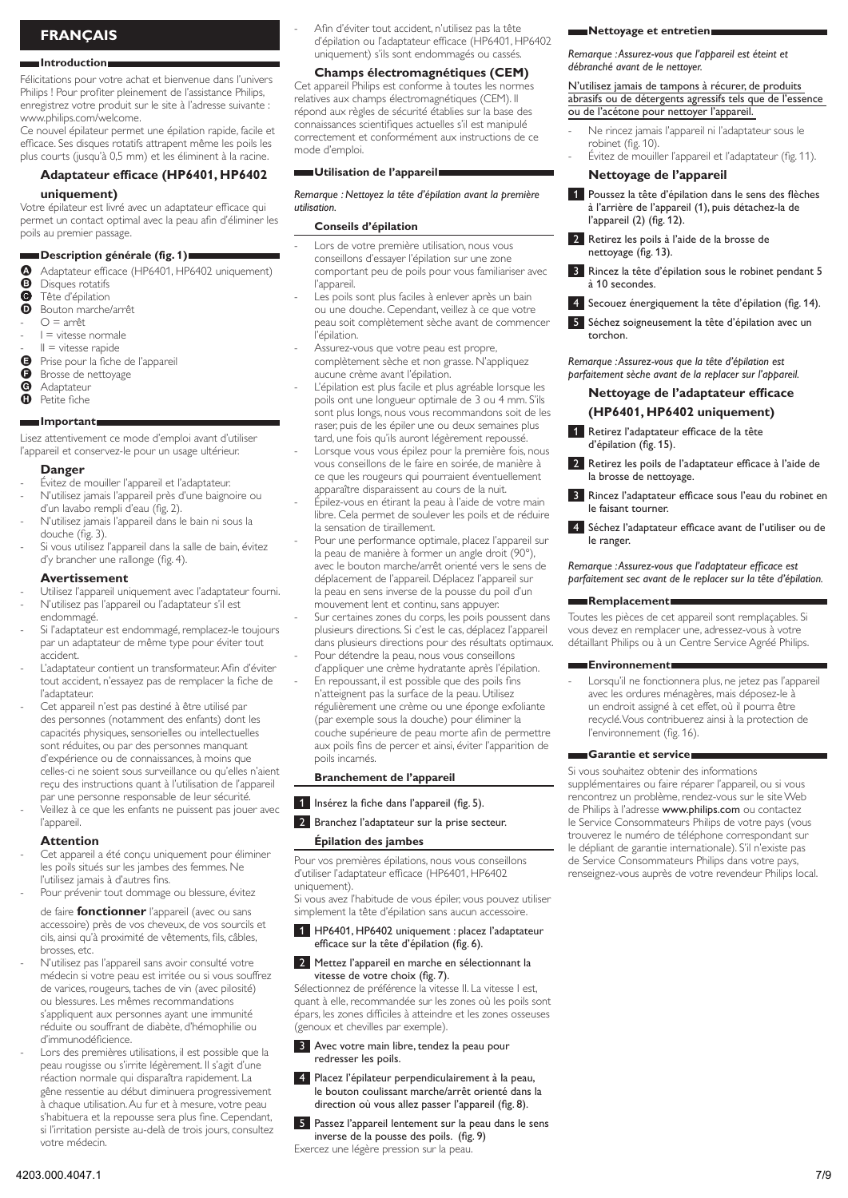# FRANÇAIS

## Introduction

Félicitations pour votre achat et bienvenue dans l'univers Philips ! Pour profiter pleinement de l'assistance Philips, enregistrez votre produit sur le site à l'adresse suivante : www.philips.com/welcome.

Ce nouvel épilateur permet une épilation rapide, facile et efficace. Ses disques rotatifs attrapent même les poils les plus courts (jusqu'à 0,5 mm) et les éliminent à la racine.

### Adaptateur efficace (HP6401, HP6402 uniquement)

Votre épilateur est livré avec un adaptateur efficace qui permet un contact optimal avec la peau afin d'éliminer les poils au premier passage.

## Description générale (fig. 1)

- A Adaptateur efficace (HP6401, HP6402 uniquement)
- B Disques rotatifs
- C Tête d'épilation
- D Bouton marche/arrêt
  - O = arrêt
  - I = vitesse normale
  - II = vitesse rapide
- E Prise pour la fiche de l'appareil
- F Brosse de nettoyage
- G Adaptateur
- H Petite fiche

## Important

Lisez attentivement ce mode d'emploi avant d'utiliser l'appareil et conservez-le pour un usage ultérieur.

### Danger

- Évitez de mouiller l'appareil et l'adaptateur.
- N'utilisez jamais l'appareil près d'une baignoire ou d'un lavabo rempli d'eau (fig. 2).
- N'utilisez jamais l'appareil dans le bain ni sous la douche (fig. 3).
- Si vous utilisez l'appareil dans la salle de bain, évitez d'y brancher une rallonge (fig. 4).

### Avertissement

- Utilisez l'appareil uniquement avec l'adaptateur fourni.
- N'utilisez pas l'appareil ou l'adaptateur s'il est endommagé.
- Si l'adaptateur est endommagé, remplacez-le toujours par un adaptateur de même type pour éviter tout accident.
- L'adaptateur contient un transformateur. Afin d'éviter tout accident, n'essayez pas de remplacer la fiche de l'adaptateur.
- Cet appareil n'est pas destiné à être utilisé par des personnes (notamment des enfants) dont les capacités physiques, sensorielles ou intellectuelles sont réduites, ou par des personnes manquant d'expérience ou de connaissances, à moins que celles-ci ne soient sous surveillance ou qu'elles n'aient reçu des instructions quant à l'utilisation de l'appareil par une personne responsable de leur sécurité.
- Veillez à ce que les enfants ne puissent pas jouer avec l'appareil.

### Attention

- Cet appareil a été conçu uniquement pour éliminer les poils situés sur les jambes des femmes. Ne l'utilisez jamais à d'autres fins.
- Pour prévenir tout dommage ou blessure, évitez de faire **fonctionner** l'appareil (avec ou sans accessoire) près de vos cheveux, de vos sourcils et cils, ainsi qu'à proximité de vêtements, fils, câbles, brosses, etc.
- N'utilisez pas l'appareil sans avoir consulté votre médecin si votre peau est irritée ou si vous souffrez de varices, rougeurs, taches de vin (avec pilosité) ou blessures. Les mêmes recommandations s'appliquent aux personnes ayant une immunité réduite ou souffrant de diabète, d'hémophilie ou d'immunodéficience.
- Lors des premières utilisations, il est possible que la peau rougisse ou s'irrite légèrement. Il s'agit d'une réaction normale qui disparaîtra rapidement. La gêne ressentie au début diminuera progressivement à chaque utilisation. Au fur et à mesure, votre peau s'habituera et la repousse sera plus fine. Cependant, si l'irritation persiste au-delà de trois jours, consultez votre médecin.
- Afin d'éviter tout accident, n'utilisez pas la tête d'épilation ou l'adaptateur efficace (HP6401, HP6402 uniquement) s'ils sont endommagés ou cassés.

### Champs électromagnétiques (CEM)

Cet appareil Philips est conforme à toutes les normes relatives aux champs électromagnétiques (CEM). Il répond aux règles de sécurité établies sur la base des connaissances scientifiques actuelles s'il est manipulé correctement et conformément aux instructions de ce mode d'emploi.

## Utilisation de l'appareil

*Remarque : Nettoyez la tête d'épilation avant la première utilisation.*

### Conseils d'épilation

- Lors de votre première utilisation, nous vous conseillons d'essayer l'épilation sur une zone comportant peu de poils pour vous familiariser avec l'appareil.
- Les poils sont plus faciles à enlever après un bain ou une douche. Cependant, veillez à ce que votre peau soit complètement sèche avant de commencer l'épilation.
- Assurez-vous que votre peau est propre, complètement sèche et non grasse. N'appliquez aucune crème avant l'épilation.
- L'épilation est plus facile et plus agréable lorsque les poils ont une longueur optimale de 3 ou 4 mm. S'ils sont plus longs, nous vous recommandons soit de les raser, puis de les épiler une ou deux semaines plus tard, une fois qu'ils auront légèrement repoussé.
- Lorsque vous vous épilez pour la première fois, nous vous conseillons de le faire en soirée, de manière à ce que les rougeurs qui pourraient éventuellement apparaître disparaissent au cours de la nuit.
- Épilez-vous en étirant la peau à l'aide de votre main libre. Cela permet de soulever les poils et de réduire la sensation de tiraillement.
- Pour une performance optimale, placez l'appareil sur la peau de manière à former un angle droit (90°), avec le bouton marche/arrêt orienté vers le sens de déplacement de l'appareil. Déplacez l'appareil sur la peau en sens inverse de la pousse du poil d'un mouvement lent et continu, sans appuyer.
- Sur certaines zones du corps, les poils poussent dans plusieurs directions. Si c'est le cas, déplacez l'appareil dans plusieurs directions pour des résultats optimaux.
- Pour détendre la peau, nous vous conseillons d'appliquer une crème hydratante après l'épilation.
- En repoussant, il est possible que des poils fins n'atteignent pas la surface de la peau. Utilisez régulièrement une crème ou une éponge exfoliante (par exemple sous la douche) pour éliminer la couche supérieure de peau morte afin de permettre aux poils fins de percer et ainsi, éviter l'apparition de poils incarnés.

### Branchement de l'appareil

1. Insérez la fiche dans l'appareil (fig. 5).
2. Branchez l'adaptateur sur la prise secteur.

### Épilation des jambes

Pour vos premières épilations, nous vous conseillons d'utiliser l'adaptateur efficace (HP6401, HP6402 uniquement).

Si vous avez l'habitude de vous épiler, vous pouvez utiliser simplement la tête d'épilation sans aucun accessoire.

1. HP6401, HP6402 uniquement : placez l'adaptateur efficace sur la tête d'épilation (fig. 6).
2. Mettez l'appareil en marche en sélectionnant la vitesse de votre choix (fig. 7).

   Sélectionnez de préférence la vitesse II. La vitesse I est, quant à elle, recommandée sur les zones où les poils sont épars, les zones difficiles à atteindre et les zones osseuses (genoux et chevilles par exemple).
3. Avec votre main libre, tendez la peau pour redresser les poils.
4. Placez l'épilateur perpendiculairement à la peau, le bouton coulissant marche/arrêt orienté dans la direction où vous allez passer l'appareil (fig. 8).
5. Passez l'appareil lentement sur la peau dans le sens inverse de la pousse des poils. (fig. 9)

   Exercez une légère pression sur la peau.

## Nettoyage et entretien

*Remarque : Assurez-vous que l'appareil est éteint et débranché avant de le nettoyer.*

N'utilisez jamais de tampons à récurer, de produits abrasifs ou de détergents agressifs tels que de l'essence ou de l'acétone pour nettoyer l'appareil.

- Ne rincez jamais l'appareil ni l'adaptateur sous le robinet (fig. 10).
- Évitez de mouiller l'appareil et l'adaptateur (fig. 11).

### Nettoyage de l'appareil

1. Poussez la tête d'épilation dans le sens des flèches à l'arrière de l'appareil (1), puis détachez-la de l'appareil (2) (fig. 12).
2. Retirez les poils à l'aide de la brosse de nettoyage (fig. 13).
3. Rincez la tête d'épilation sous le robinet pendant 5 à 10 secondes.
4. Secouez énergiquement la tête d'épilation (fig. 14).
5. Séchez soigneusement la tête d'épilation avec un torchon.

*Remarque : Assurez-vous que la tête d'épilation est parfaitement sèche avant de la replacer sur l'appareil.*

### Nettoyage de l'adaptateur efficace (HP6401, HP6402 uniquement)

1. Retirez l'adaptateur efficace de la tête d'épilation (fig. 15).
2. Retirez les poils de l'adaptateur efficace à l'aide de la brosse de nettoyage.
3. Rincez l'adaptateur efficace sous l'eau du robinet en le faisant tourner.
4. Séchez l'adaptateur efficace avant de l'utiliser ou de le ranger.

*Remarque : Assurez-vous que l'adaptateur efficace est parfaitement sec avant de le replacer sur la tête d'épilation.*

## Remplacement

Toutes les pièces de cet appareil sont remplaçables. Si vous devez en remplacer une, adressez-vous à votre détaillant Philips ou à un Centre Service Agréé Philips.

## Environnement

- Lorsqu'il ne fonctionnera plus, ne jetez pas l'appareil avec les ordures ménagères, mais déposez-le à un endroit assigné à cet effet, où il pourra être recyclé. Vous contribuerez ainsi à la protection de l'environnement (fig. 16).

## Garantie et service

Si vous souhaitez obtenir des informations supplémentaires ou faire réparer l'appareil, ou si vous rencontrez un problème, rendez-vous sur le site Web de Philips à l'adresse **www.philips.com** ou contactez le Service Consommateurs Philips de votre pays (vous trouverez le numéro de téléphone correspondant sur le dépliant de garantie internationale). S'il n'existe pas de Service Consommateurs Philips dans votre pays, renseignez-vous auprès de votre revendeur Philips local.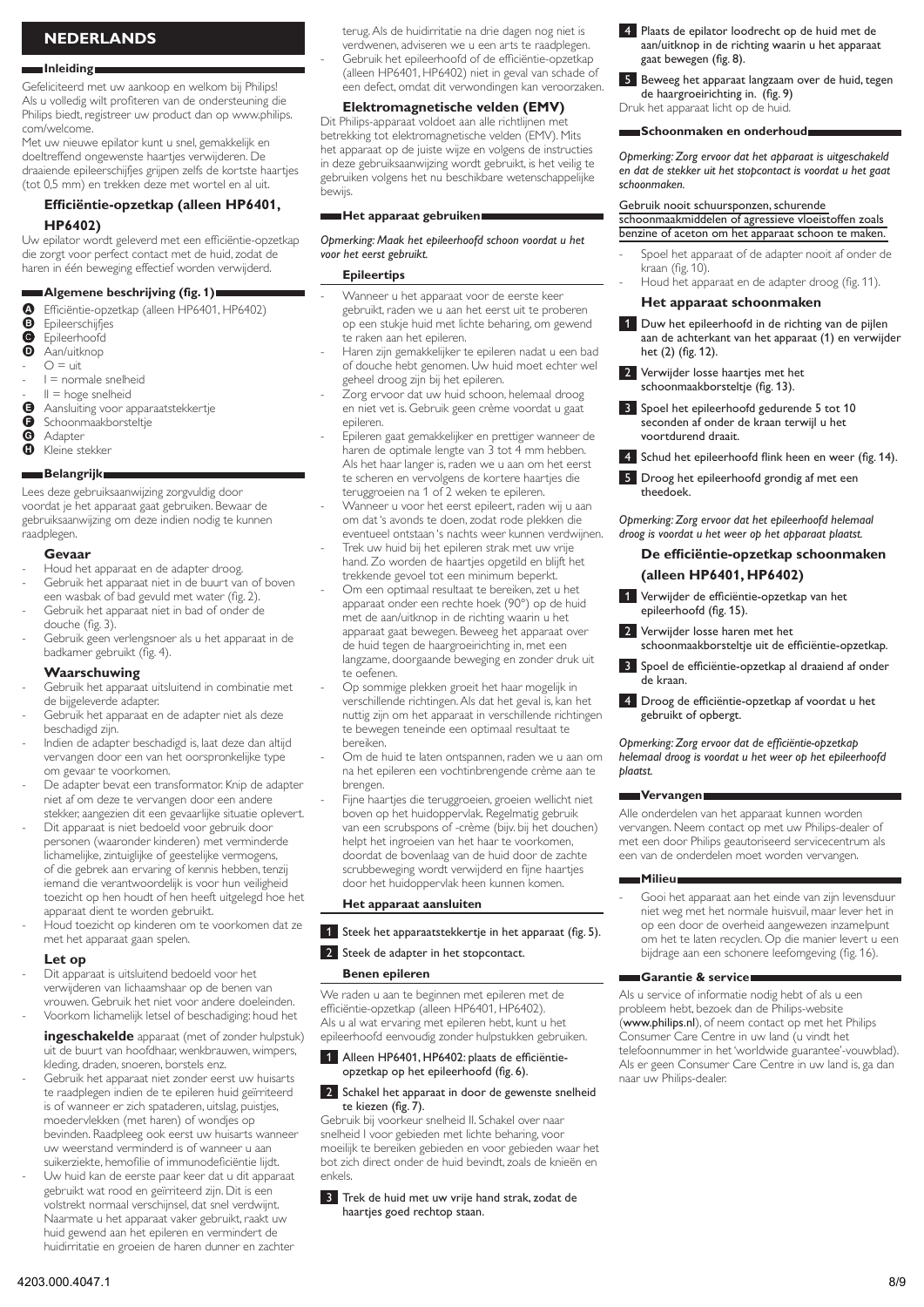# NEDERLANDS

## Inleiding

Gefeliciteerd met uw aankoop en welkom bij Philips! Als u volledig wilt profiteren van de ondersteuning die Philips biedt, registreer uw product dan op www.philips.com/welcome.

Met uw nieuwe epilator kunt u snel, gemakkelijk en doeltreffend ongewenste haartjes verwijderen. De draaiende epileerschijfjes grijpen zelfs de kortste haartjes (tot 0,5 mm) en trekken deze met wortel en al uit.

### Efficiëntie-opzetkap (alleen HP6401, HP6402)

Uw epilator wordt geleverd met een efficiëntie-opzetkap die zorgt voor perfect contact met de huid, zodat de haren in één beweging effectief worden verwijderd.

## Algemene beschrijving (fig. 1)

- A Efficiëntie-opzetkap (alleen HP6401, HP6402)
- B Epileerschijfjes
- C Epileerhoofd
- D Aan/uitknop
  - O = uit
  - I = normale snelheid
  - II = hoge snelheid
- E Aansluiting voor apparaatstekkertje
- F Schoonmaakborsteltje
- G Adapter
- H Kleine stekker

## Belangrijk

Lees deze gebruiksaanwijzing zorgvuldig door voordat je het apparaat gaat gebruiken. Bewaar de gebruiksaanwijzing om deze indien nodig te kunnen raadplegen.

### Gevaar

- Houd het apparaat en de adapter droog.
- Gebruik het apparaat niet in de buurt van of boven een wasbak of bad gevuld met water (fig. 2).
- Gebruik het apparaat niet in bad of onder de douche (fig. 3).
- Gebruik geen verlengsnoer als u het apparaat in de badkamer gebruikt (fig. 4).

### Waarschuwing

- Gebruik het apparaat uitsluitend in combinatie met de bijgeleverde adapter.
- Gebruik het apparaat en de adapter niet als deze beschadigd zijn.
- Indien de adapter beschadigd is, laat deze dan altijd vervangen door een van het oorspronkelijke type om gevaar te voorkomen.
- De adapter bevat een transformator. Knip de adapter niet af om deze te vervangen door een andere stekker, aangezien dit een gevaarlijke situatie oplevert.
- Dit apparaat is niet bedoeld voor gebruik door personen (waaronder kinderen) met verminderde lichamelijke, zintuiglijke of geestelijke vermogens, of die gebrek aan ervaring of kennis hebben, tenzij iemand die verantwoordelijk is voor hun veiligheid toezicht op hen houdt of hen heeft uitgelegd hoe het apparaat dient te worden gebruikt.
- Houd toezicht op kinderen om te voorkomen dat ze met het apparaat gaan spelen.

### Let op

- Dit apparaat is uitsluitend bedoeld voor het verwijderen van lichaamshaar op de benen van vrouwen. Gebruik het niet voor andere doeleinden.
- Voorkom lichamelijk letsel of beschadiging: houd het **ingeschakelde** apparaat (met of zonder hulpstuk) uit de buurt van hoofdhaar, wenkbrauwen, wimpers, kleding, draden, snoeren, borstels enz.
- Gebruik het apparaat niet zonder eerst uw huisarts te raadplegen indien de te epileren huid geïrriteerd is of wanneer er zich spataderen, uitslag, puistjes, moedervlekken (met haren) of wondjes op bevinden. Raadpleeg ook eerst uw huisarts wanneer uw weerstand verminderd is of wanneer u aan suikerziekte, hemofilie of immunodeficiëntie lijdt.
- Uw huid kan de eerste paar keer dat u dit apparaat gebruikt wat rood en geïrriteerd zijn. Dit is een volstrekt normaal verschijnsel, dat snel verdwijnt. Naarmate u het apparaat vaker gebruikt, raakt uw huid gewend aan het epileren en vermindert de huidirritatie en groeien de haren dunner en zachter terug. Als de huidirritatie na drie dagen nog niet is verdwenen, adviseren we u een arts te raadplegen.
- Gebruik het epileerhoofd of de efficiëntie-opzetkap (alleen HP6401, HP6402) niet in geval van schade of een defect, omdat dit verwondingen kan veroorzaken.

### Elektromagnetische velden (EMV)

Dit Philips-apparaat voldoet aan alle richtlijnen met betrekking tot elektromagnetische velden (EMV). Mits het apparaat op de juiste wijze en volgens de instructies in deze gebruiksaanwijzing wordt gebruikt, is het veilig te gebruiken volgens het nu beschikbare wetenschappelijke bewijs.

## Het apparaat gebruiken

*Opmerking: Maak het epileerhoofd schoon voordat u het voor het eerst gebruikt.*

### Epileertips

- Wanneer u het apparaat voor de eerste keer gebruikt, raden we u aan het eerst uit te proberen op een stukje huid met lichte beharing, om gewend te raken aan het epileren.
- Haren zijn gemakkelijker te epileren nadat u een bad of douche hebt genomen. Uw huid moet echter wel geheel droog zijn bij het epileren.
- Zorg ervoor dat uw huid schoon, helemaal droog en niet vet is. Gebruik geen crème voordat u gaat epileren.
- Epileren gaat gemakkelijker en prettiger wanneer de haren de optimale lengte van 3 tot 4 mm hebben. Als het haar langer is, raden we u aan om het eerst te scheren en vervolgens de kortere haartjes die teruggroeien na 1 of 2 weken te epileren.
- Wanneer u voor het eerst epileert, raden wij u aan om dat 's avonds te doen, zodat rode plekken die eventueel ontstaan 's nachts weer kunnen verdwijnen.
- Trek uw huid bij het epileren strak met uw vrije hand. Zo worden de haartjes opgetild en blijft het trekkende gevoel tot een minimum beperkt.
- Om een optimaal resultaat te bereiken, zet u het apparaat onder een rechte hoek (90°) op de huid met de aan/uitknop in de richting waarin u het apparaat gaat bewegen. Beweeg het apparaat over de huid tegen de haargroeirichting in, met een langzame, doorgaande beweging en zonder druk uit te oefenen.
- Op sommige plekken groeit het haar mogelijk in verschillende richtingen. Als dat het geval is, kan het nuttig zijn om het apparaat in verschillende richtingen te bewegen teneinde een optimaal resultaat te bereiken.
- Om de huid te laten ontspannen, raden we u aan om na het epileren een vochtinbrengende crème aan te brengen.
- Fijne haartjes die teruggroeien, groeien wellicht niet boven op het huidoppervlak. Regelmatig gebruik van een scrubspons of -crème (bijv. bij het douchen) helpt het ingroeien van het haar te voorkomen, doordat de bovenlaag van de huid door de zachte scrubbeweging wordt verwijderd en fijne haartjes door het huidoppervlak heen kunnen komen.

### Het apparaat aansluiten

1. Steek het apparaatstekkertje in het apparaat (fig. 5).
2. Steek de adapter in het stopcontact.

### Benen epileren

We raden u aan te beginnen met epileren met de efficiëntie-opzetkap (alleen HP6401, HP6402). Als u al wat ervaring met epileren hebt, kunt u het epileerhoofd eenvoudig zonder hulpstukken gebruiken.

1. Alleen HP6401, HP6402: plaats de efficiëntie-opzetkap op het epileerhoofd (fig. 6).
2. Schakel het apparaat in door de gewenste snelheid te kiezen (fig. 7).

Gebruik bij voorkeur snelheid II. Schakel over naar snelheid I voor gebieden met lichte beharing, voor moeilijk te bereiken gebieden en voor gebieden waar het bot zich direct onder de huid bevindt, zoals de knieën en enkels.

3. Trek de huid met uw vrije hand strak, zodat de haartjes goed rechtop staan.
4. Plaats de epilator loodrecht op de huid met de aan/uitknop in de richting waarin u het apparaat gaat bewegen (fig. 8).
5. Beweeg het apparaat langzaam over de huid, tegen de haargroeirichting in. (fig. 9)

Druk het apparaat licht op de huid.

## Schoonmaken en onderhoud

*Opmerking: Zorg ervoor dat het apparaat is uitgeschakeld en dat de stekker uit het stopcontact is voordat u het gaat schoonmaken.*

Gebruik nooit schuursponzen, schurende schoonmaakmiddelen of agressieve vloeistoffen zoals benzine of aceton om het apparaat schoon te maken.

- Spoel het apparaat of de adapter nooit af onder de kraan (fig. 10).
- Houd het apparaat en de adapter droog (fig. 11).

### Het apparaat schoonmaken

1. Duw het epileerhoofd in de richting van de pijlen aan de achterkant van het apparaat (1) en verwijder het (2) (fig. 12).
2. Verwijder losse haartjes met het schoonmaakborsteltje (fig. 13).
3. Spoel het epileerhoofd gedurende 5 tot 10 seconden af onder de kraan terwijl u het voortdurend draait.
4. Schud het epileerhoofd flink heen en weer (fig. 14).
5. Droog het epileerhoofd grondig af met een theedoek.

*Opmerking: Zorg ervoor dat het epileerhoofd helemaal droog is voordat u het weer op het apparaat plaatst.*

### De efficiëntie-opzetkap schoonmaken (alleen HP6401, HP6402)

1. Verwijder de efficiëntie-opzetkap van het epileerhoofd (fig. 15).
2. Verwijder losse haren met het schoonmaakborsteltje uit de efficiëntie-opzetkap.
3. Spoel de efficiëntie-opzetkap al draaiend af onder de kraan.
4. Droog de efficiëntie-opzetkap af voordat u het gebruikt of opbergt.

*Opmerking: Zorg ervoor dat de efficiëntie-opzetkap helemaal droog is voordat u het weer op het epileerhoofd plaatst.*

## Vervangen

Alle onderdelen van het apparaat kunnen worden vervangen. Neem contact op met uw Philips-dealer of met een door Philips geautoriseerd servicecentrum als een van de onderdelen moet worden vervangen.

## Milieu

- Gooi het apparaat aan het einde van zijn levensduur niet weg met het normale huisvuil, maar lever het in op een door de overheid aangewezen inzamelpunt om het te laten recyclen. Op die manier levert u een bijdrage aan een schonere leefomgeving (fig. 16).

## Garantie & service

Als u service of informatie nodig hebt of als u een probleem hebt, bezoek dan de Philips-website (**www.philips.nl**), of neem contact op met het Philips Consumer Care Centre in uw land (u vindt het telefoonnummer in het 'worldwide guarantee'-vouwblad). Als er geen Consumer Care Centre in uw land is, ga dan naar uw Philips-dealer.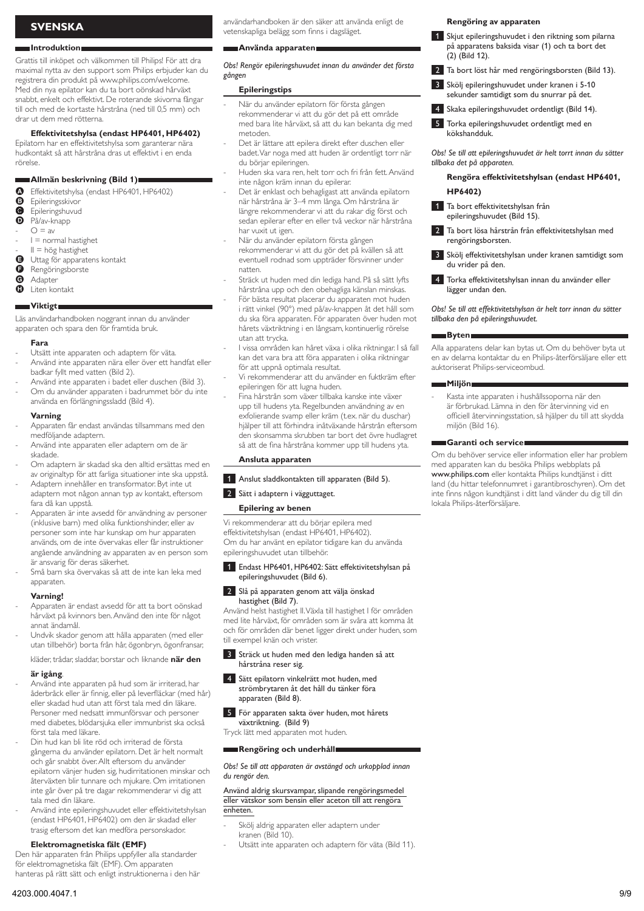# SVENSKA

## Introduktion

Grattis till inköpet och välkommen till Philips! För att dra maximal nytta av den support som Philips erbjuder kan du registrera din produkt på www.philips.com/welcome. Med din nya epilator kan du ta bort oönskad hårväxt snabbt, enkelt och effektivt. De roterande skivorna fångar till och med de kortaste hårstråna (ned till 0,5 mm) och drar ut dem med rötterna.

### Effektivitetshylsa (endast HP6401, HP6402)

Epilatorn har en effektivitetshylsa som garanterar nära hudkontakt så att hårstråna dras ut effektivt i en enda rörelse.

## Allmän beskrivning (Bild 1)

- A Effektivitetshylsa (endast HP6401, HP6402)
- B Epileringsskivor
- C Epileringshuvud
- D På/av-knapp
  - O = av
  - I = normal hastighet
  - II = hög hastighet
- E Uttag för apparatens kontakt
- F Rengöringsborste
- G Adapter
- H Liten kontakt

## Viktigt

Läs användarhandboken noggrant innan du använder apparaten och spara den för framtida bruk.

### Fara

- Utsätt inte apparaten och adaptern för väta.
- Använd inte apparaten nära eller över ett handfat eller badkar fyllt med vatten (Bild 2).
- Använd inte apparaten i badet eller duschen (Bild 3).
- Om du använder apparaten i badrummet bör du inte använda en förlängningssladd (Bild 4).

### Varning

- Apparaten får endast användas tillsammans med den medföljande adaptern.
- Använd inte apparaten eller adaptern om de är skadade.
- Om adaptern är skadad ska den alltid ersättas med en av originaltyp för att farliga situationer inte ska uppstå.
- Adaptern innehåller en transformator. Byt inte ut adaptern mot någon annan typ av kontakt, eftersom fara då kan uppstå.
- Apparaten är inte avsedd för användning av personer (inklusive barn) med olika funktionshinder, eller av personer som inte har kunskap om hur apparaten används, om de inte övervakas eller får instruktioner angående användning av apparaten av en person som är ansvarig för deras säkerhet.
- Små barn ska övervakas så att de inte kan leka med apparaten.

### Varning!

- Apparaten är endast avsedd för att ta bort oönskad hårväxt på kvinnors ben. Använd den inte för något annat ändamål.
- Undvik skador genom att hålla apparaten (med eller utan tillbehör) borta från hår, ögonbryn, ögonfransar, kläder, trådar, sladdar, borstar och liknande **när den är igång**.
- Använd inte apparaten på hud som är irriterad, har åderbråck eller är finnig, eller på leverfläckar (med hår) eller skadad hud utan att först tala med din läkare. Personer med nedsatt immunförsvar och personer med diabetes, blödarsjuka eller immunbrist ska också först tala med läkare.
- Din hud kan bli lite röd och irriterad de första gångerna du använder epilatorn. Det är helt normalt och går snabbt över. Allt eftersom du använder epilatorn vänjer huden sig, hudirritationen minskar och återväxten blir tunnare och mjukare. Om irritationen inte går över på tre dagar rekommenderar vi dig att tala med din läkare.
- Använd inte epileringshuvudet eller effektivitetshylsan (endast HP6401, HP6402) om den är skadad eller trasig eftersom det kan medföra personskador.

### Elektromagnetiska fält (EMF)

Den här apparaten från Philips uppfyller alla standarder för elektromagnetiska fält (EMF). Om apparaten hanteras på rätt sätt och enligt instruktionerna i den här användarhandboken är den säker att använda enligt de vetenskapliga belägg som finns i dagsläget.

## Använda apparaten

*Obs! Rengör epileringshuvudet innan du använder det första gången*

### Epileringstips

- När du använder epilatorn för första gången rekommenderar vi att du gör det på ett område med bara lite hårväxt, så att du kan bekanta dig med metoden.
- Det är lättare att epilera direkt efter duschen eller badet. Var noga med att huden är ordentligt torr när du börjar epileringen.
- Huden ska vara ren, helt torr och fri från fett. Använd inte någon kräm innan du epilerar.
- Det är enklast och behagligast att använda epilatorn när hårstråna är 3–4 mm långa. Om hårstråna är längre rekommenderar vi att du rakar dig först och sedan epilerar efter en eller två veckor när hårstråna har vuxit ut igen.
- När du använder epilatorn första gången rekommenderar vi att du gör det på kvällen så att eventuell rodnad som uppträder försvinner under natten.
- Sträck ut huden med din lediga hand. På så sätt lyfts hårstråna upp och den obehagliga känslan minskas.
- För bästa resultat placerar du apparaten mot huden i rätt vinkel (90°) med på/av-knappen åt det håll som du ska föra apparaten. För apparaten över huden mot hårets växtriktning i en långsam, kontinuerlig rörelse utan att trycka.
- I vissa områden kan håret växa i olika riktningar. I så fall kan det vara bra att föra apparaten i olika riktningar för att uppnå optimala resultat.
- Vi rekommenderar att du använder en fuktkräm efter epileringen för att lugna huden.
- Fina hårstrån som växer tillbaka kanske inte växer upp till hudens yta. Regelbunden användning av en exfolierande svamp eller kräm (t.ex. när du duschar) hjälper till att förhindra inåtväxande hårstrån eftersom den skonsamma skrubben tar bort det övre hudlagret så att de fina hårstråna kommer upp till hudens yta.

### Ansluta apparaten

1. Anslut sladdkontakten till apparaten (Bild 5).
2. Sätt i adaptern i vägguttaget.

### Epilering av benen

Vi rekommenderar att du börjar epilera med effektivitetshylsan (endast HP6401, HP6402).
Om du har använt en epilator tidigare kan du använda epileringshuvudet utan tillbehör.

1. Endast HP6401, HP6402: Sätt effektivitetshylsan på epileringshuvudet (Bild 6).
2. Slå på apparaten genom att välja önskad hastighet (Bild 7).
   Använd helst hastighet II. Växla till hastighet I för områden med lite hårväxt, för områden som är svåra att komma åt och för områden där benet ligger direkt under huden, som till exempel knän och vrister.
3. Sträck ut huden med den lediga handen så att hårstråna reser sig.
4. Sätt epilatorn vinkelrätt mot huden, med strömbrytaren åt det håll du tänker föra apparaten (Bild 8).
5. För apparaten sakta över huden, mot hårets växtriktning. (Bild 9)
   Tryck lätt med apparaten mot huden.

## Rengöring och underhåll

*Obs! Se till att apparaten är avstängd och urkopplad innan du rengör den.*

Använd aldrig skursvampar, slipande rengöringsmedel eller vätskor som bensin eller aceton till att rengöra enheten.

- Skölj aldrig apparaten eller adaptern under kranen (Bild 10).
- Utsätt inte apparaten och adaptern för väta (Bild 11).

### Rengöring av apparaten

1. Skjut epileringshuvudet i den riktning som pilarna på apparatens baksida visar (1) och ta bort det (2) (Bild 12).
2. Ta bort löst hår med rengöringsborsten (Bild 13).
3. Skölj epileringshuvudet under kranen i 5-10 sekunder samtidigt som du snurrar på det.
4. Skaka epileringshuvudet ordentligt (Bild 14).
5. Torka epileringshuvudet ordentligt med en kökshandduk.

*Obs! Se till att epileringshuvudet är helt torrt innan du sätter tillbaka det på apparaten.*

### Rengöra effektivitetshylsan (endast HP6401, HP6402)

1. Ta bort effektivitetshylsan från epileringshuvudet (Bild 15).
2. Ta bort lösa hårstrån från effektivitetshylsan med rengöringsborsten.
3. Skölj effektivitetshylsan under kranen samtidigt som du vrider på den.
4. Torka effektivitetshylsan innan du använder eller lägger undan den.

*Obs! Se till att effektivitetshylsan är helt torr innan du sätter tillbaka den på epileringshuvudet.*

## Byten

Alla apparatens delar kan bytas ut. Om du behöver byta ut en av delarna kontaktar du en Philips-återförsäljare eller ett auktoriserat Philips-serviceombud.

## Miljön

- Kasta inte apparaten i hushållssoporna när den är förbrukad. Lämna in den för återvinning vid en officiell återvinningsstation, så hjälper du till att skydda miljön (Bild 16).

## Garanti och service

Om du behöver service eller information eller har problem med apparaten kan du besöka Philips webbplats på **www.philips.com** eller kontakta Philips kundtjänst i ditt land (du hittar telefonnumret i garantibroschyren). Om det inte finns någon kundtjänst i ditt land vänder du dig till din lokala Philips-återförsäljare.

4203.000.4047.1